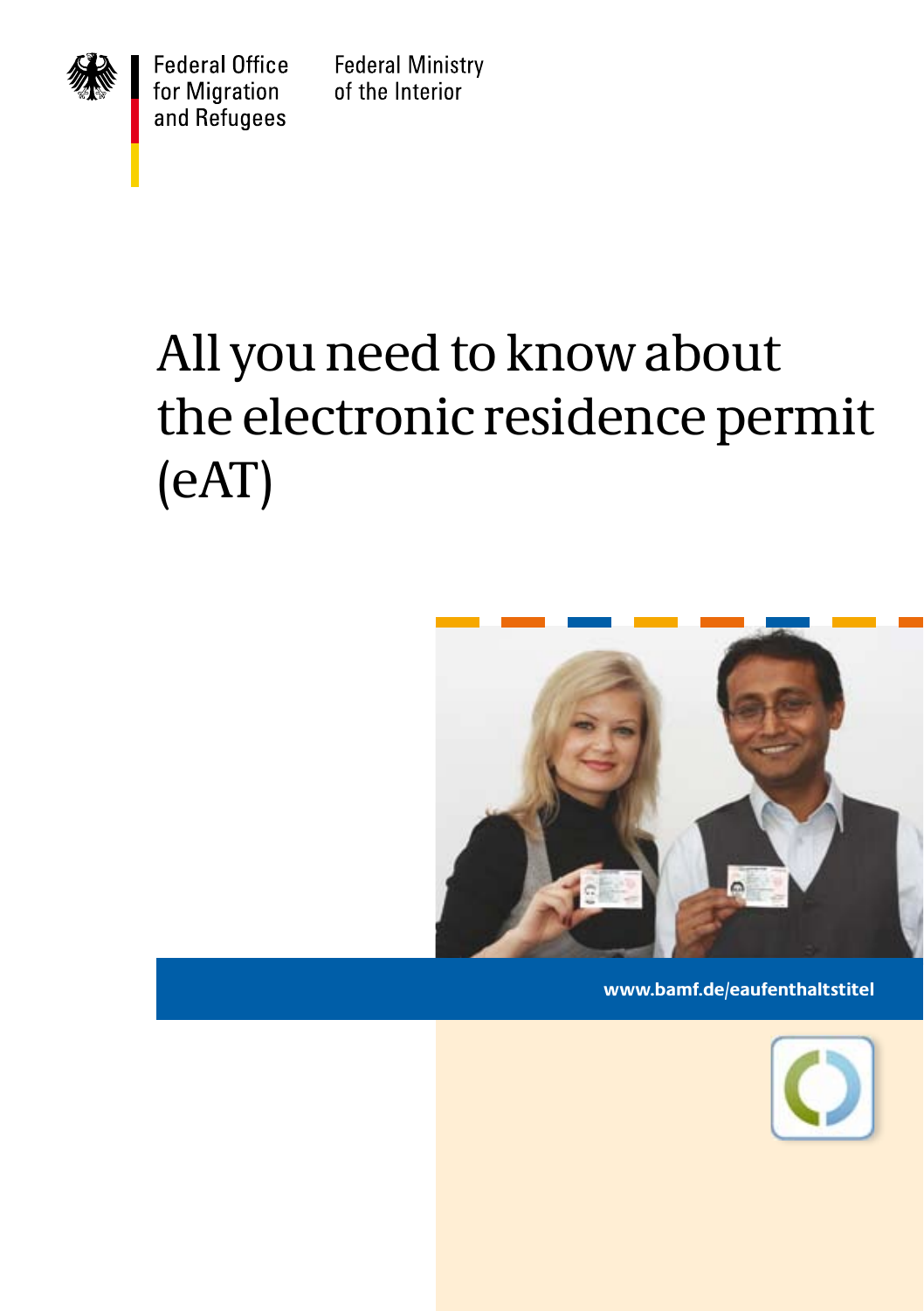Federal Office for Migration and Refugees

Federal Ministry of the Interior

# All you need to know about the electronic residence permit (eAT)

www.bamf.de/eaufenthaltstitel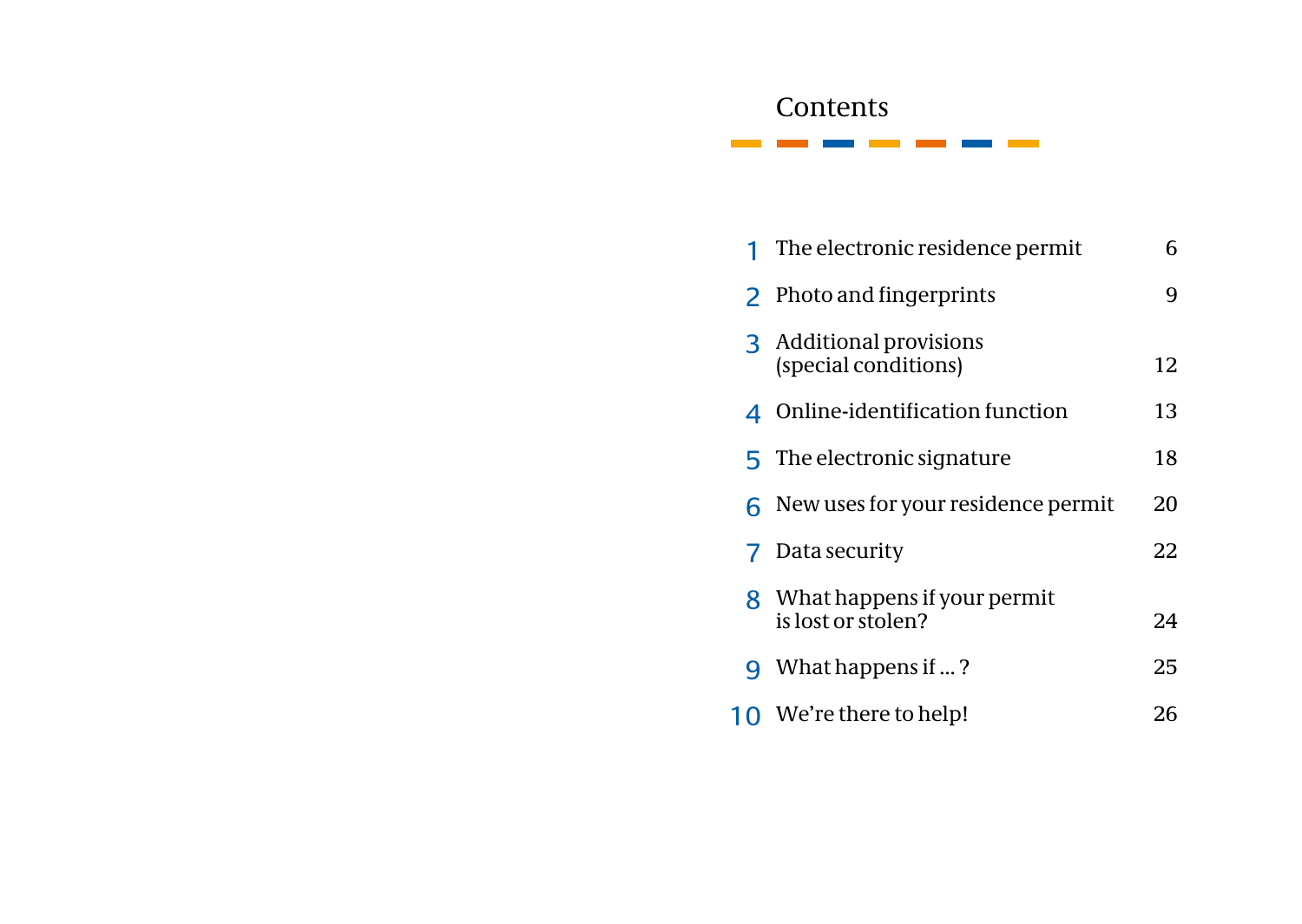# Contents

| | | |
|---|---|---|
| 1 | The electronic residence permit | 6 |
| 2 | Photo and fingerprints | 9 |
| 3 | Additional provisions (special conditions) | 12 |
| 4 | Online-identification function | 13 |
| 5 | The electronic signature | 18 |
| 6 | New uses for your residence permit | 20 |
| 7 | Data security | 22 |
| 8 | What happens if your permit is lost or stolen? | 24 |
| 9 | What happens if ... ? | 25 |
| 10 | We're there to help! | 26 |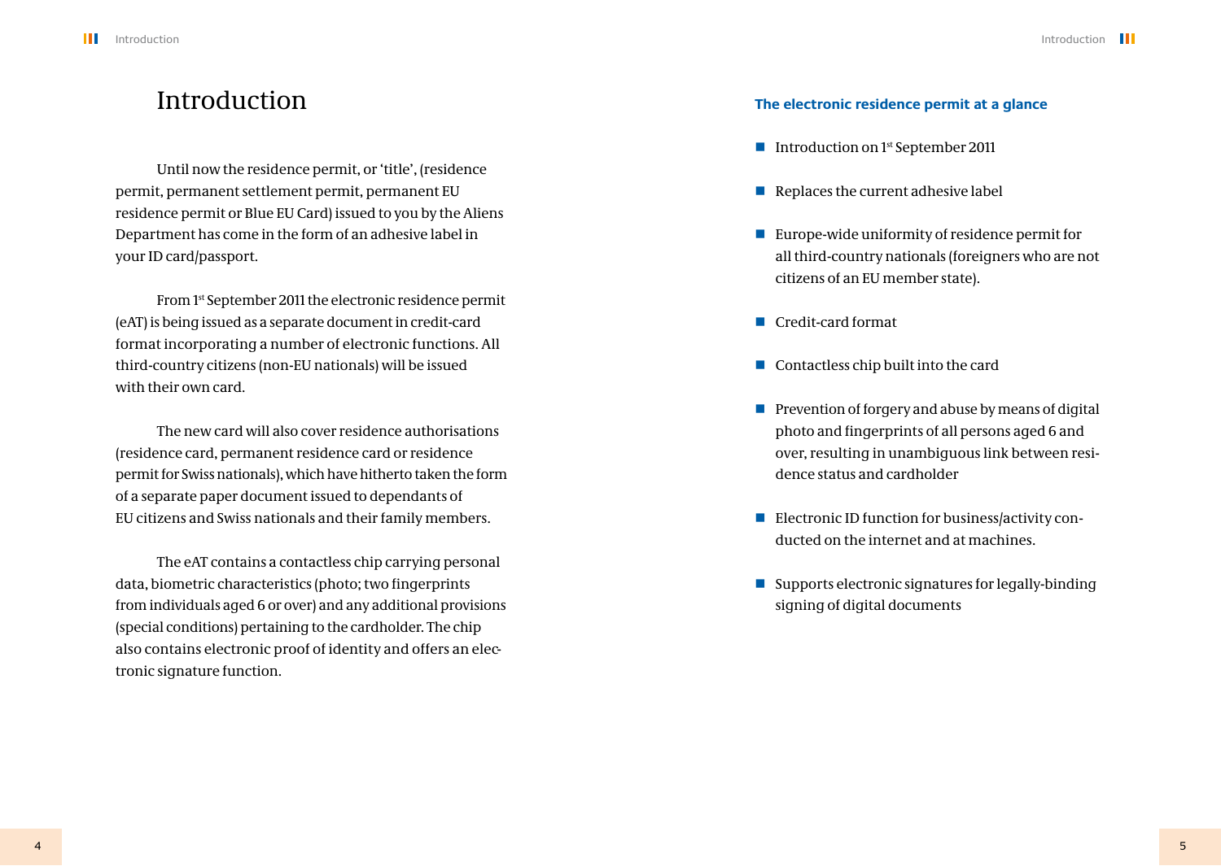# Introduction

Until now the residence permit, or 'title', (residence permit, permanent settlement permit, permanent EU residence permit or Blue EU Card) issued to you by the Aliens Department has come in the form of an adhesive label in your ID card/passport.

From 1st September 2011 the electronic residence permit (eAT) is being issued as a separate document in credit-card format incorporating a number of electronic functions. All third-country citizens (non-EU nationals) will be issued with their own card.

The new card will also cover residence authorisations (residence card, permanent residence card or residence permit for Swiss nationals), which have hitherto taken the form of a separate paper document issued to dependants of EU citizens and Swiss nationals and their family members.

The eAT contains a contactless chip carrying personal data, biometric characteristics (photo; two fingerprints from individuals aged 6 or over) and any additional provisions (special conditions) pertaining to the cardholder. The chip also contains electronic proof of identity and offers an electronic signature function.

### The electronic residence permit at a glance

- Introduction on 1st September 2011
- Replaces the current adhesive label
- Europe-wide uniformity of residence permit for all third-country nationals (foreigners who are not citizens of an EU member state).
- Credit-card format
- Contactless chip built into the card
- Prevention of forgery and abuse by means of digital photo and fingerprints of all persons aged 6 and over, resulting in unambiguous link between residence status and cardholder
- Electronic ID function for business/activity conducted on the internet and at machines.
- Supports electronic signatures for legally-binding signing of digital documents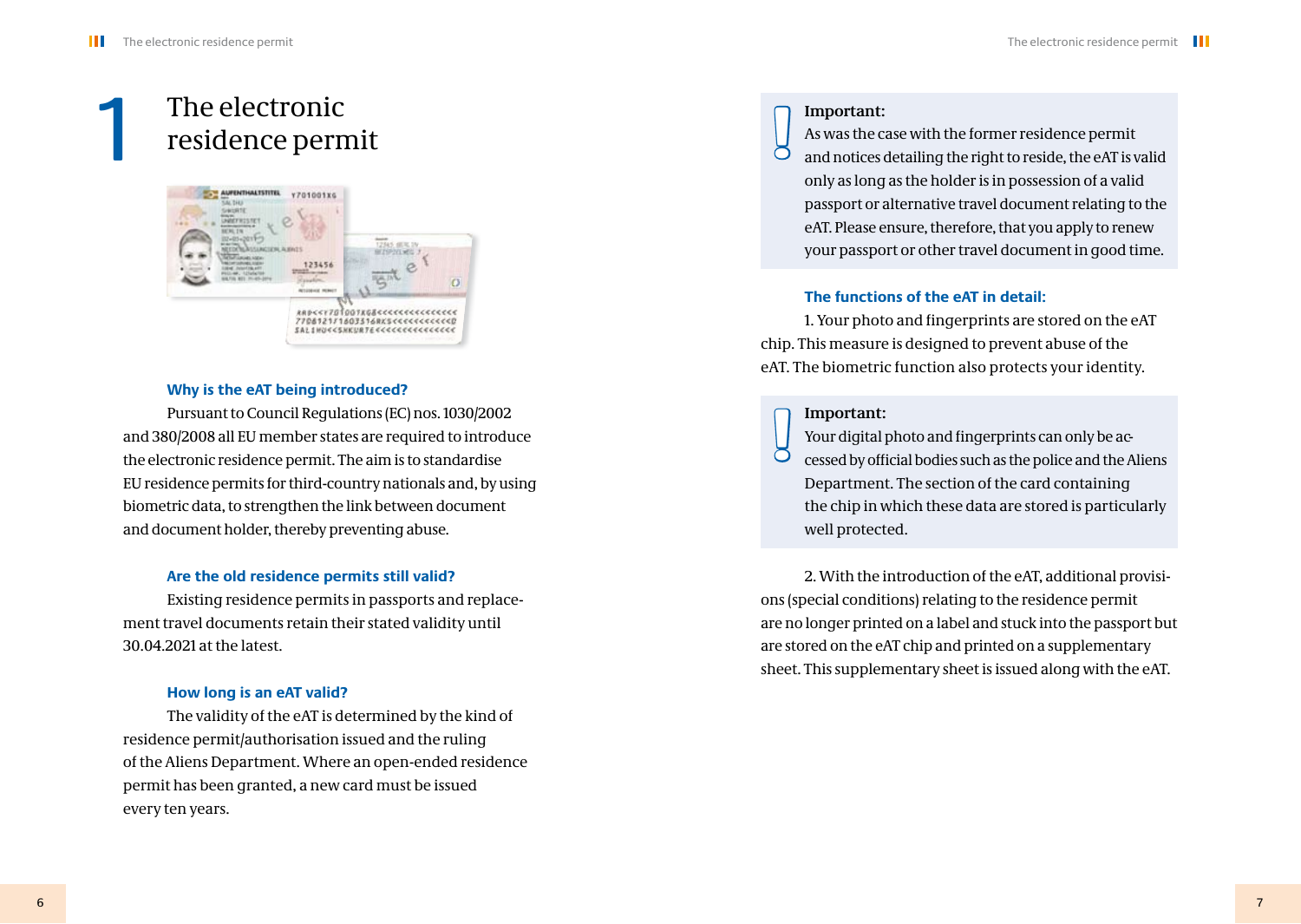# 1 The electronic residence permit

### Why is the eAT being introduced?

Pursuant to Council Regulations (EC) nos. 1030/2002 and 380/2008 all EU member states are required to introduce the electronic residence permit. The aim is to standardise EU residence permits for third-country nationals and, by using biometric data, to strengthen the link between document and document holder, thereby preventing abuse.

### Are the old residence permits still valid?

Existing residence permits in passports and replacement travel documents retain their stated validity until 30.04.2021 at the latest.

### How long is an eAT valid?

The validity of the eAT is determined by the kind of residence permit/authorisation issued and the ruling of the Aliens Department. Where an open-ended residence permit has been granted, a new card must be issued every ten years.

> **Important:**
> As was the case with the former residence permit and notices detailing the right to reside, the eAT is valid only as long as the holder is in possession of a valid passport or alternative travel document relating to the eAT. Please ensure, therefore, that you apply to renew your passport or other travel document in good time.

### The functions of the eAT in detail:

1. Your photo and fingerprints are stored on the eAT chip. This measure is designed to prevent abuse of the eAT. The biometric function also protects your identity.

> **Important:**
> Your digital photo and fingerprints can only be accessed by official bodies such as the police and the Aliens Department. The section of the card containing the chip in which these data are stored is particularly well protected.

2. With the introduction of the eAT, additional provisions (special conditions) relating to the residence permit are no longer printed on a label and stuck into the passport but are stored on the eAT chip and printed on a supplementary sheet. This supplementary sheet is issued along with the eAT.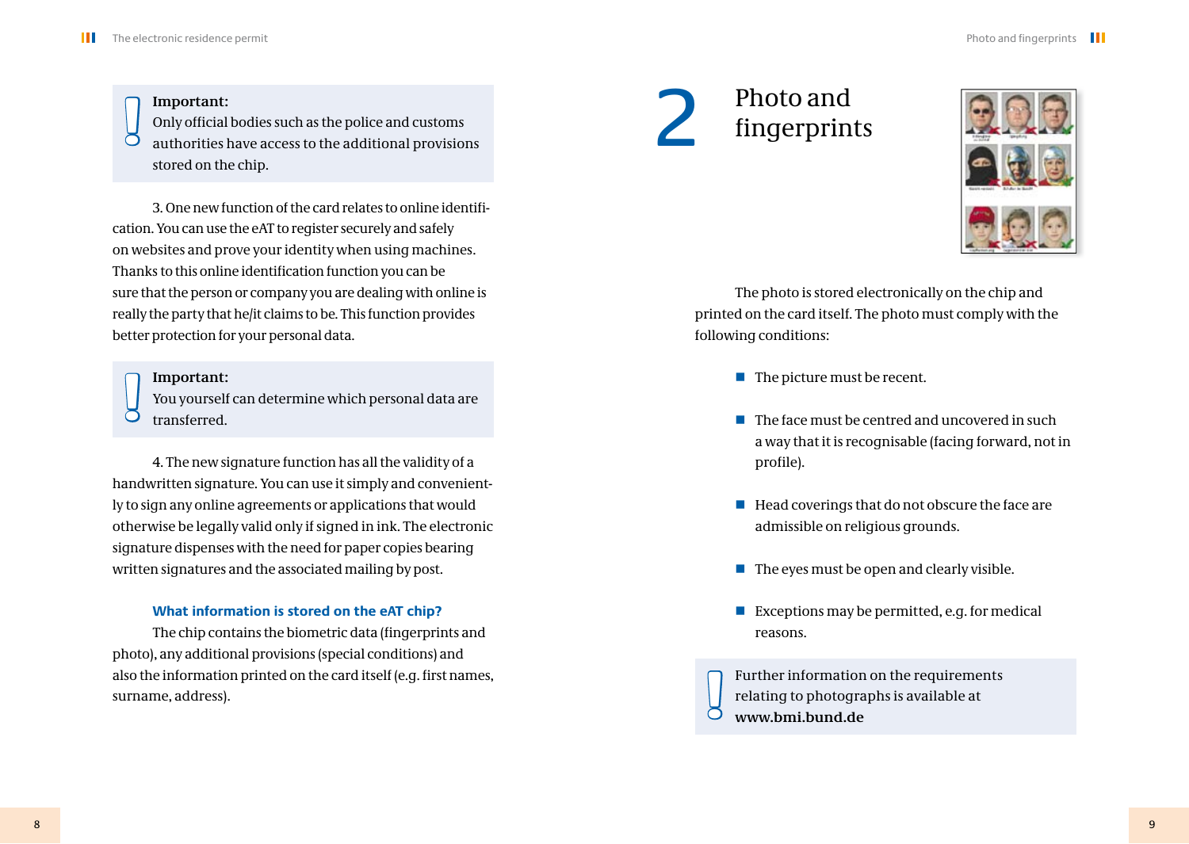> **Important:**
> Only official bodies such as the police and customs authorities have access to the additional provisions stored on the chip.

3. One new function of the card relates to online identification. You can use the eAT to register securely and safely on websites and prove your identity when using machines. Thanks to this online identification function you can be sure that the person or company you are dealing with online is really the party that he/it claims to be. This function provides better protection for your personal data.

> **Important:**
> You yourself can determine which personal data are transferred.

4. The new signature function has all the validity of a handwritten signature. You can use it simply and conveniently to sign any online agreements or applications that would otherwise be legally valid only if signed in ink. The electronic signature dispenses with the need for paper copies bearing written signatures and the associated mailing by post.

### What information is stored on the eAT chip?

The chip contains the biometric data (fingerprints and photo), any additional provisions (special conditions) and also the information printed on the card itself (e.g. first names, surname, address).

# 2 Photo and fingerprints

The photo is stored electronically on the chip and printed on the card itself. The photo must comply with the following conditions:

- The picture must be recent.
- The face must be centred and uncovered in such a way that it is recognisable (facing forward, not in profile).
- Head coverings that do not obscure the face are admissible on religious grounds.
- The eyes must be open and clearly visible.
- Exceptions may be permitted, e.g. for medical reasons.

> Further information on the requirements relating to photographs is available at **www.bmi.bund.de**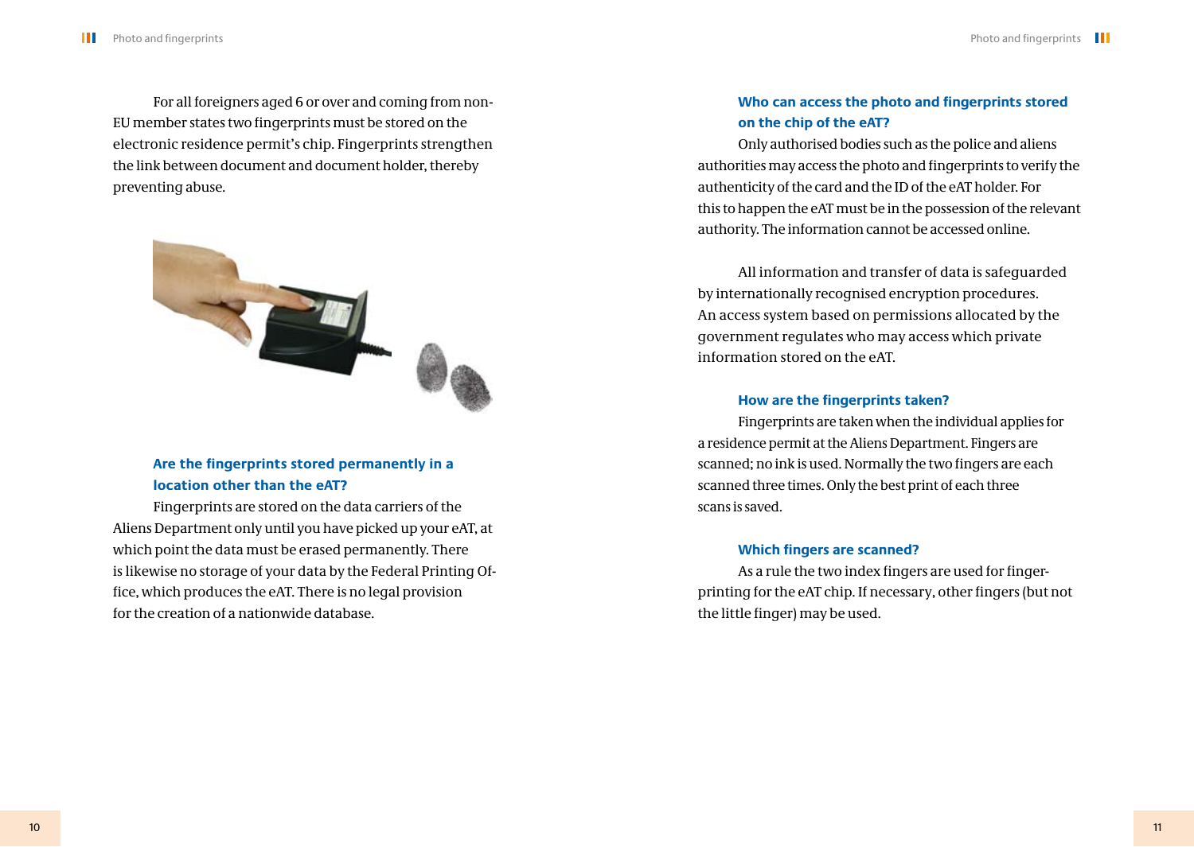For all foreigners aged 6 or over and coming from non-EU member states two fingerprints must be stored on the electronic residence permit's chip. Fingerprints strengthen the link between document and document holder, thereby preventing abuse.

### Are the fingerprints stored permanently in a location other than the eAT?

Fingerprints are stored on the data carriers of the Aliens Department only until you have picked up your eAT, at which point the data must be erased permanently. There is likewise no storage of your data by the Federal Printing Office, which produces the eAT. There is no legal provision for the creation of a nationwide database.

### Who can access the photo and fingerprints stored on the chip of the eAT?

Only authorised bodies such as the police and aliens authorities may access the photo and fingerprints to verify the authenticity of the card and the ID of the eAT holder. For this to happen the eAT must be in the possession of the relevant authority. The information cannot be accessed online.

All information and transfer of data is safeguarded by internationally recognised encryption procedures. An access system based on permissions allocated by the government regulates who may access which private information stored on the eAT.

### How are the fingerprints taken?

Fingerprints are taken when the individual applies for a residence permit at the Aliens Department. Fingers are scanned; no ink is used. Normally the two fingers are each scanned three times. Only the best print of each three scans is saved.

### Which fingers are scanned?

As a rule the two index fingers are used for fingerprinting for the eAT chip. If necessary, other fingers (but not the little finger) may be used.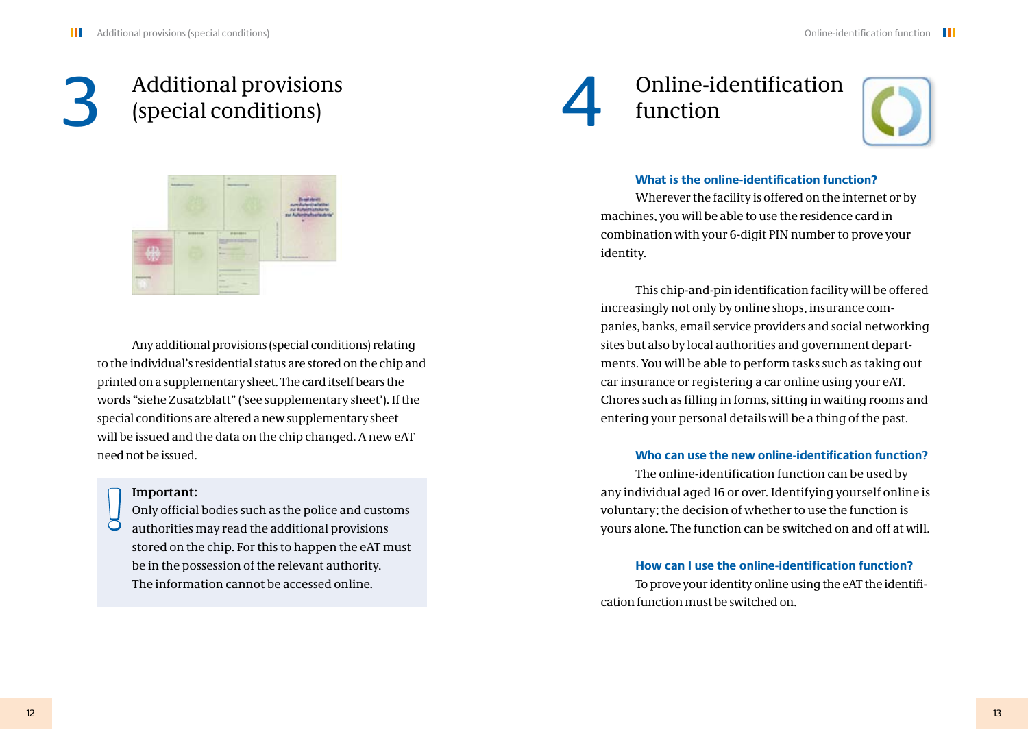# 3 Additional provisions (special conditions)

Any additional provisions (special conditions) relating to the individual's residential status are stored on the chip and printed on a supplementary sheet. The card itself bears the words "siehe Zusatzblatt" ('see supplementary sheet'). If the special conditions are altered a new supplementary sheet will be issued and the data on the chip changed. A new eAT need not be issued.

> **Important:**
> Only official bodies such as the police and customs authorities may read the additional provisions stored on the chip. For this to happen the eAT must be in the possession of the relevant authority. The information cannot be accessed online.

# 4 Online-identification function

### What is the online-identification function?

Wherever the facility is offered on the internet or by machines, you will be able to use the residence card in combination with your 6-digit PIN number to prove your identity.

This chip-and-pin identification facility will be offered increasingly not only by online shops, insurance companies, banks, email service providers and social networking sites but also by local authorities and government departments. You will be able to perform tasks such as taking out car insurance or registering a car online using your eAT. Chores such as filling in forms, sitting in waiting rooms and entering your personal details will be a thing of the past.

### Who can use the new online-identification function?

The online-identification function can be used by any individual aged 16 or over. Identifying yourself online is voluntary; the decision of whether to use the function is yours alone. The function can be switched on and off at will.

### How can I use the online-identification function?

To prove your identity online using the eAT the identification function must be switched on.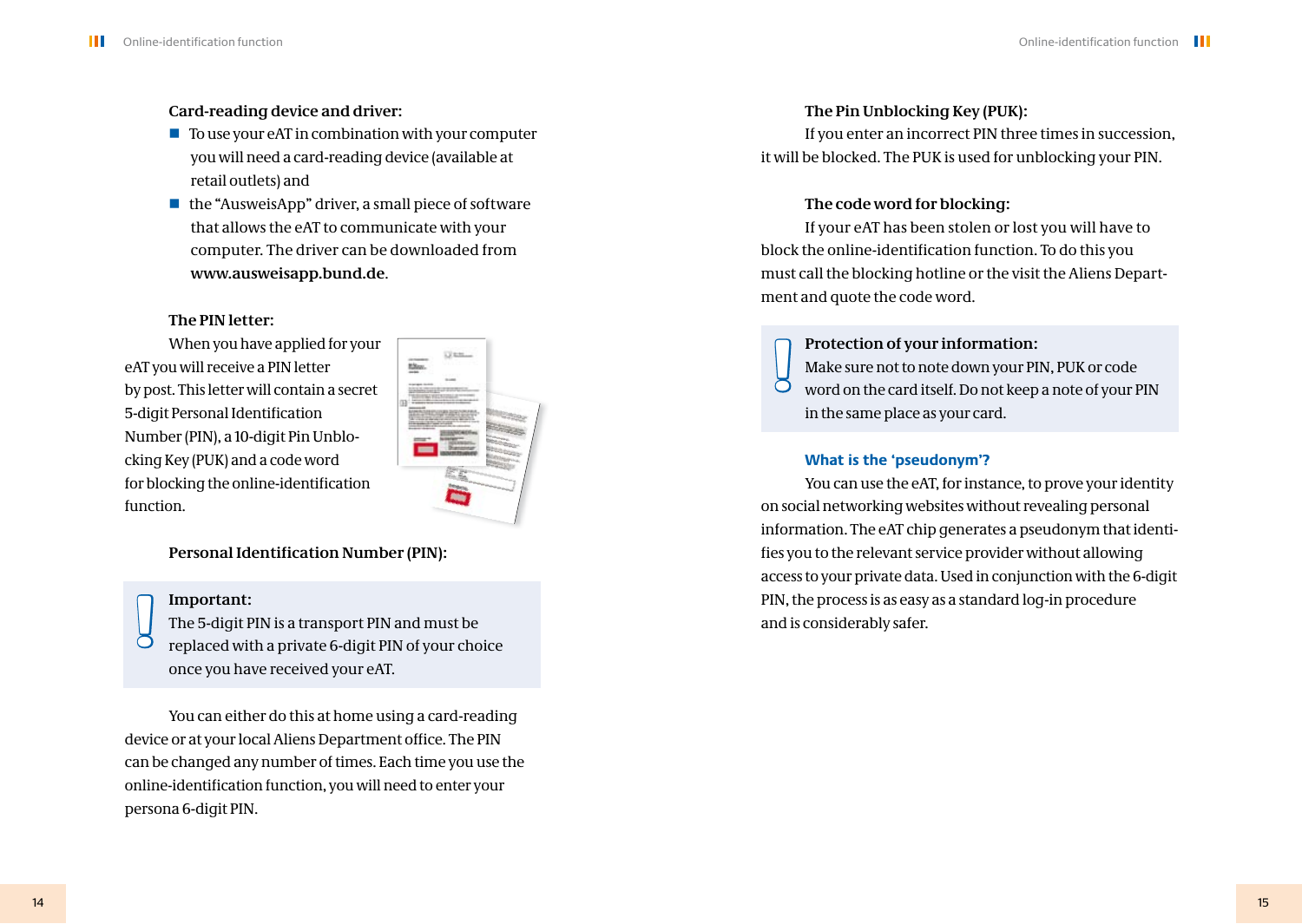**Card-reading device and driver:**

- To use your eAT in combination with your computer you will need a card-reading device (available at retail outlets) and
- the "AusweisApp" driver, a small piece of software that allows the eAT to communicate with your computer. The driver can be downloaded from **www.ausweisapp.bund.de**.

**The PIN letter:**

When you have applied for your eAT you will receive a PIN letter by post. This letter will contain a secret 5-digit Personal Identification Number (PIN), a 10-digit Pin Unblocking Key (PUK) and a code word for blocking the online-identification function.

**Personal Identification Number (PIN):**

> **Important:**
> The 5-digit PIN is a transport PIN and must be replaced with a private 6-digit PIN of your choice once you have received your eAT.

You can either do this at home using a card-reading device or at your local Aliens Department office. The PIN can be changed any number of times. Each time you use the online-identification function, you will need to enter your persona 6-digit PIN.

**The Pin Unblocking Key (PUK):**

If you enter an incorrect PIN three times in succession, it will be blocked. The PUK is used for unblocking your PIN.

**The code word for blocking:**

If your eAT has been stolen or lost you will have to block the online-identification function. To do this you must call the blocking hotline or the visit the Aliens Department and quote the code word.

> **Protection of your information:**
> Make sure not to note down your PIN, PUK or code word on the card itself. Do not keep a note of your PIN in the same place as your card.

### What is the 'pseudonym'?

You can use the eAT, for instance, to prove your identity on social networking websites without revealing personal information. The eAT chip generates a pseudonym that identifies you to the relevant service provider without allowing access to your private data. Used in conjunction with the 6-digit PIN, the process is as easy as a standard log-in procedure and is considerably safer.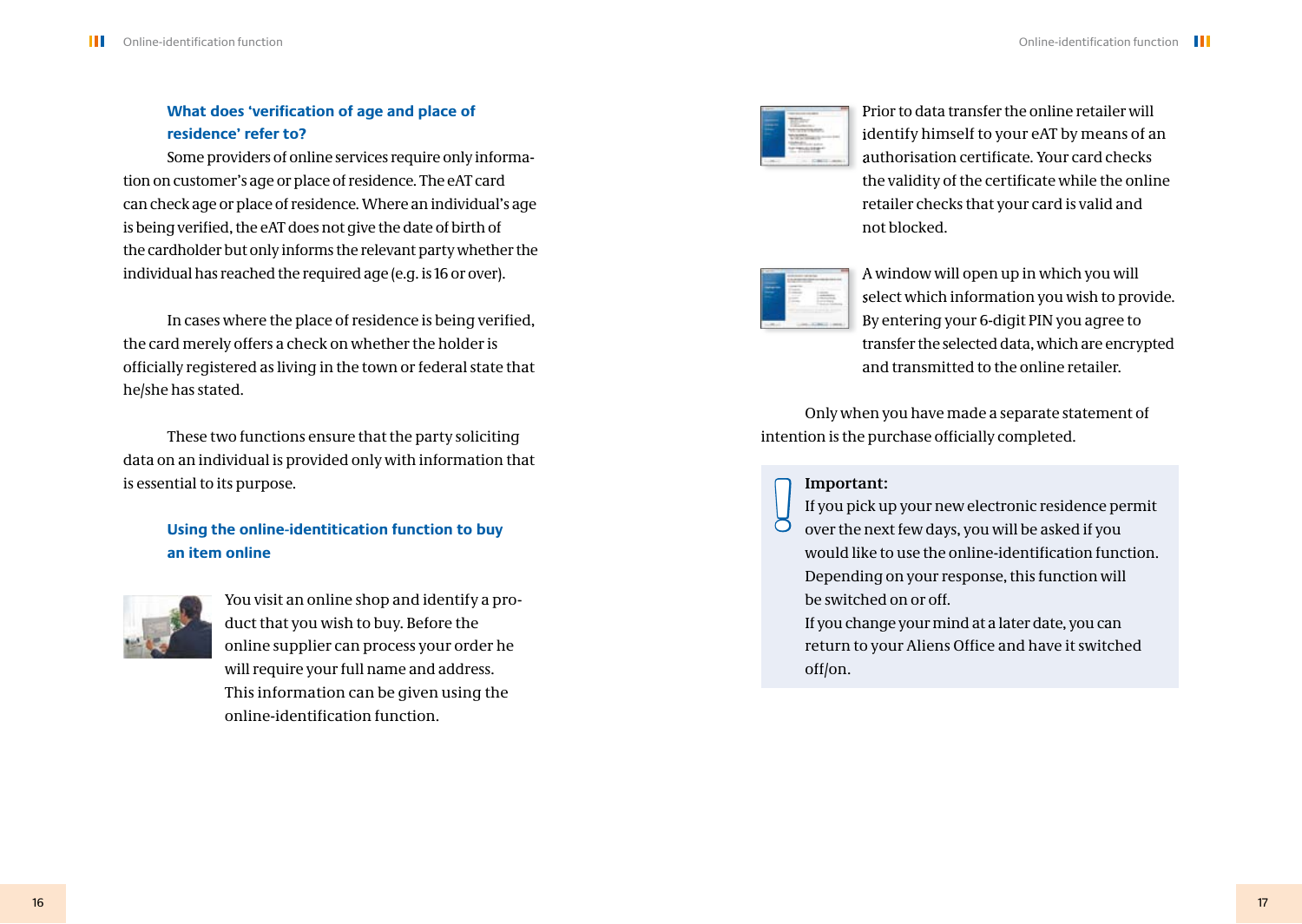### What does ‘verification of age and place of residence’ refer to?

Some providers of online services require only information on customer’s age or place of residence. The eAT card can check age or place of residence. Where an individual’s age is being verified, the eAT does not give the date of birth of the cardholder but only informs the relevant party whether the individual has reached the required age (e.g. is 16 or over).

In cases where the place of residence is being verified, the card merely offers a check on whether the holder is officially registered as living in the town or federal state that he/she has stated.

These two functions ensure that the party soliciting data on an individual is provided only with information that is essential to its purpose.

### Using the online-identitication function to buy an item online

You visit an online shop and identify a product that you wish to buy. Before the online supplier can process your order he will require your full name and address. This information can be given using the online-identification function.

Prior to data transfer the online retailer will identify himself to your eAT by means of an authorisation certificate. Your card checks the validity of the certificate while the online retailer checks that your card is valid and not blocked.

A window will open up in which you will select which information you wish to provide. By entering your 6-digit PIN you agree to transfer the selected data, which are encrypted and transmitted to the online retailer.

Only when you have made a separate statement of intention is the purchase officially completed.

**Important:**
If you pick up your new electronic residence permit over the next few days, you will be asked if you would like to use the online-identification function. Depending on your response, this function will be switched on or off.
If you change your mind at a later date, you can return to your Aliens Office and have it switched off/on.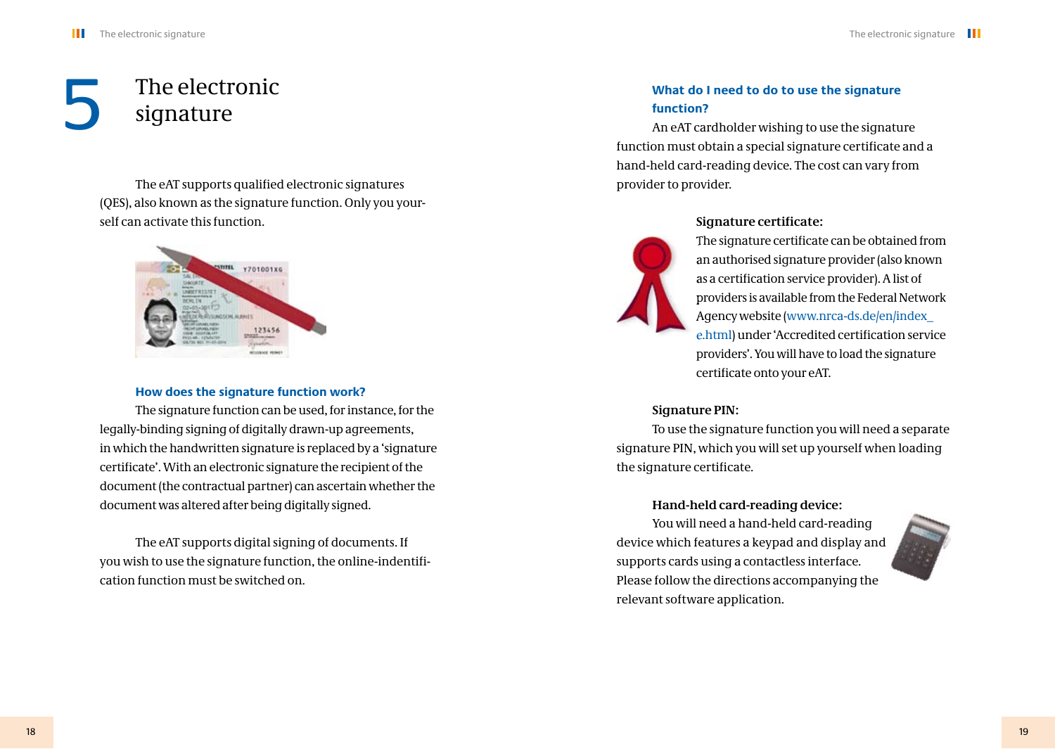# 5 The electronic signature

The eAT supports qualified electronic signatures (QES), also known as the signature function. Only you yourself can activate this function.

### How does the signature function work?

The signature function can be used, for instance, for the legally-binding signing of digitally drawn-up agreements, in which the handwritten signature is replaced by a 'signature certificate'. With an electronic signature the recipient of the document (the contractual partner) can ascertain whether the document was altered after being digitally signed.

The eAT supports digital signing of documents. If you wish to use the signature function, the online-indentification function must be switched on.

### What do I need to do to use the signature function?

An eAT cardholder wishing to use the signature function must obtain a special signature certificate and a hand-held card-reading device. The cost can vary from provider to provider.

**Signature certificate:**

The signature certificate can be obtained from an authorised signature provider (also known as a certification service provider). A list of providers is available from the Federal Network Agency website (www.nrca-ds.de/en/index_e.html) under 'Accredited certification service providers'. You will have to load the signature certificate onto your eAT.

**Signature PIN:**

To use the signature function you will need a separate signature PIN, which you will set up yourself when loading the signature certificate.

**Hand-held card-reading device:**

You will need a hand-held card-reading device which features a keypad and display and supports cards using a contactless interface. Please follow the directions accompanying the relevant software application.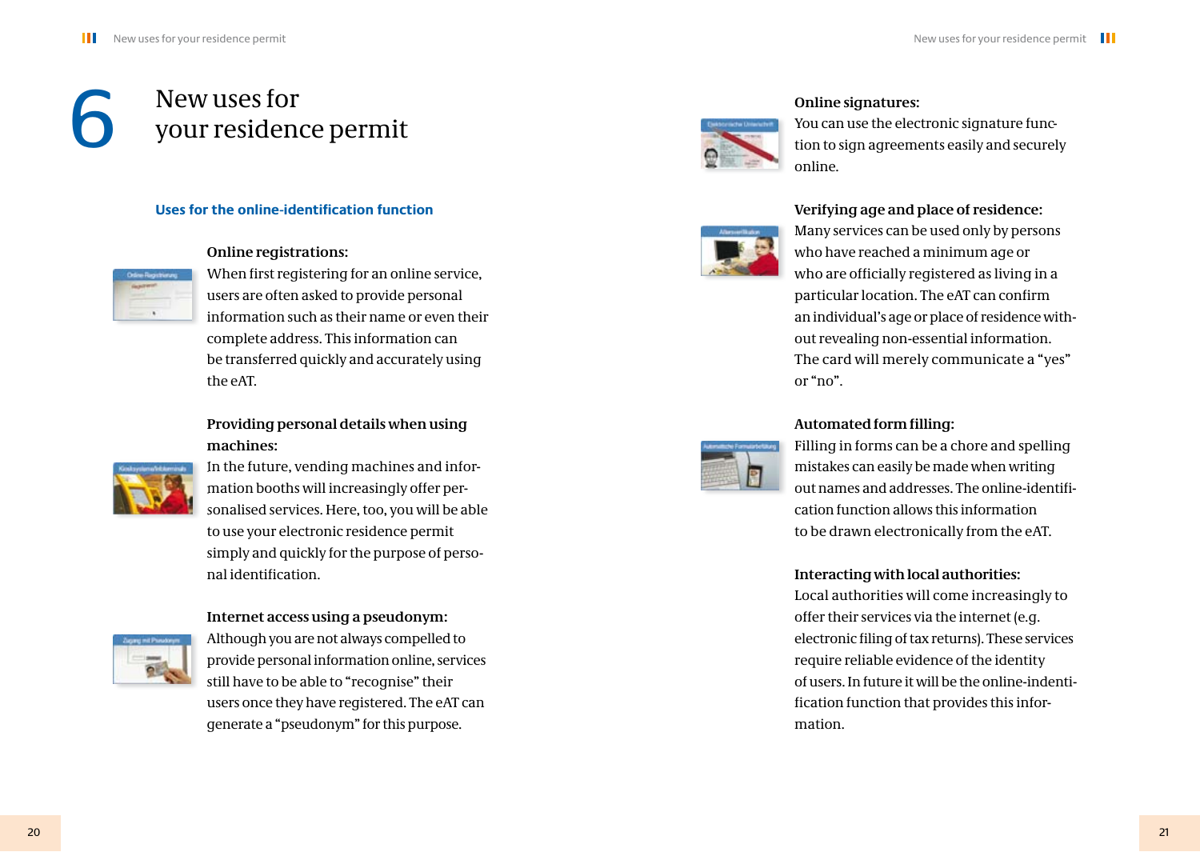# 6 New uses for your residence permit

## Uses for the online-identification function

**Online registrations:**
When first registering for an online service, users are often asked to provide personal information such as their name or even their complete address. This information can be transferred quickly and accurately using the eAT.

**Providing personal details when using machines:**
In the future, vending machines and information booths will increasingly offer personalised services. Here, too, you will be able to use your electronic residence permit simply and quickly for the purpose of personal identification.

**Internet access using a pseudonym:**
Although you are not always compelled to provide personal information online, services still have to be able to "recognise" their users once they have registered. The eAT can generate a "pseudonym" for this purpose.

**Online signatures:**
You can use the electronic signature function to sign agreements easily and securely online.

**Verifying age and place of residence:**
Many services can be used only by persons who have reached a minimum age or who are officially registered as living in a particular location. The eAT can confirm an individual's age or place of residence without revealing non-essential information. The card will merely communicate a "yes" or "no".

**Automated form filling:**
Filling in forms can be a chore and spelling mistakes can easily be made when writing out names and addresses. The online-identification function allows this information to be drawn electronically from the eAT.

**Interacting with local authorities:**
Local authorities will come increasingly to offer their services via the internet (e.g. electronic filing of tax returns). These services require reliable evidence of the identity of users. In future it will be the online-indentification function that provides this information.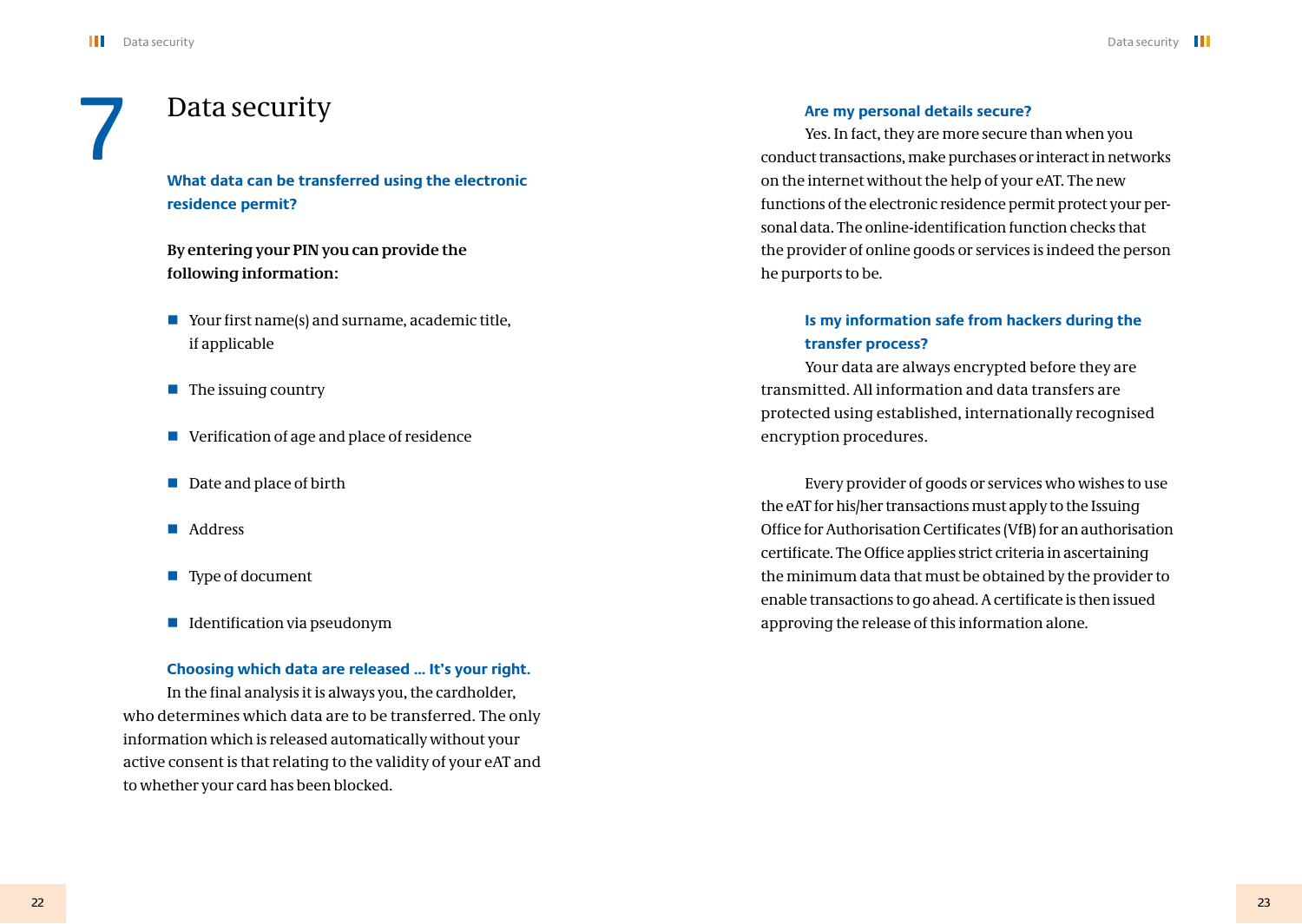# 7 Data security

### What data can be transferred using the electronic residence permit?

**By entering your PIN you can provide the following information:**

- Your first name(s) and surname, academic title, if applicable
- The issuing country
- Verification of age and place of residence
- Date and place of birth
- Address
- Type of document
- Identification via pseudonym

### Choosing which data are released … It's your right.

In the final analysis it is always you, the cardholder, who determines which data are to be transferred. The only information which is released automatically without your active consent is that relating to the validity of your eAT and to whether your card has been blocked.

### Are my personal details secure?

Yes. In fact, they are more secure than when you conduct transactions, make purchases or interact in networks on the internet without the help of your eAT. The new functions of the electronic residence permit protect your personal data. The online-identification function checks that the provider of online goods or services is indeed the person he purports to be.

### Is my information safe from hackers during the transfer process?

Your data are always encrypted before they are transmitted. All information and data transfers are protected using established, internationally recognised encryption procedures.

Every provider of goods or services who wishes to use the eAT for his/her transactions must apply to the Issuing Office for Authorisation Certificates (VfB) for an authorisation certificate. The Office applies strict criteria in ascertaining the minimum data that must be obtained by the provider to enable transactions to go ahead. A certificate is then issued approving the release of this information alone.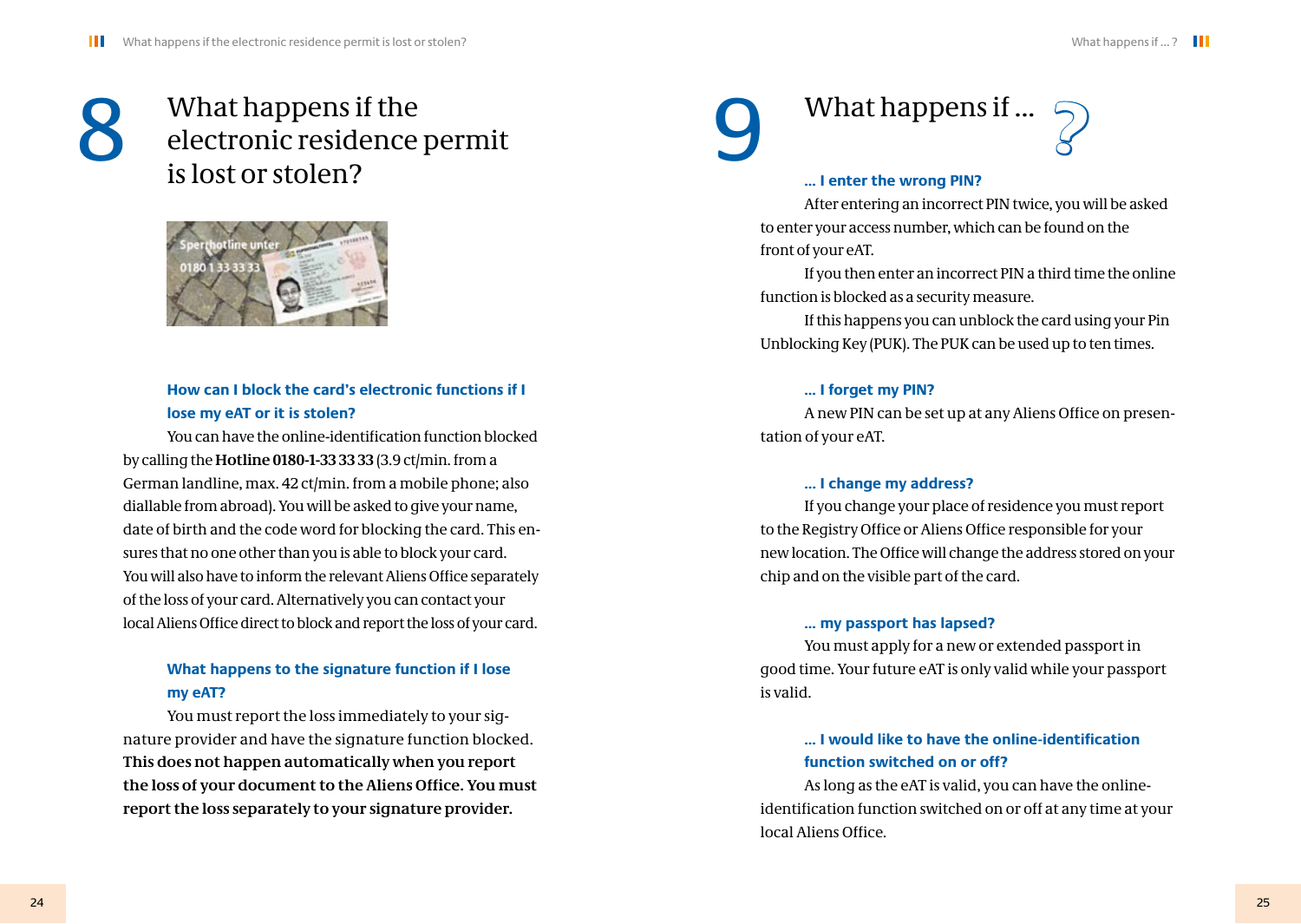# 8 What happens if the electronic residence permit is lost or stolen?

### How can I block the card's electronic functions if I lose my eAT or it is stolen?

You can have the online-identification function blocked by calling the **Hotline 0180-1-33 33 33** (3.9 ct/min. from a German landline, max. 42 ct/min. from a mobile phone; also diallable from abroad). You will be asked to give your name, date of birth and the code word for blocking the card. This ensures that no one other than you is able to block your card. You will also have to inform the relevant Aliens Office separately of the loss of your card. Alternatively you can contact your local Aliens Office direct to block and report the loss of your card.

### What happens to the signature function if I lose my eAT?

You must report the loss immediately to your signature provider and have the signature function blocked. **This does not happen automatically when you report the loss of your document to the Aliens Office. You must report the loss separately to your signature provider.**

# 9 What happens if ... ?

### ... I enter the wrong PIN?

After entering an incorrect PIN twice, you will be asked to enter your access number, which can be found on the front of your eAT.

If you then enter an incorrect PIN a third time the online function is blocked as a security measure.

If this happens you can unblock the card using your Pin Unblocking Key (PUK). The PUK can be used up to ten times.

### ... I forget my PIN?

A new PIN can be set up at any Aliens Office on presentation of your eAT.

### ... I change my address?

If you change your place of residence you must report to the Registry Office or Aliens Office responsible for your new location. The Office will change the address stored on your chip and on the visible part of the card.

### ... my passport has lapsed?

You must apply for a new or extended passport in good time. Your future eAT is only valid while your passport is valid.

### ... I would like to have the online-identification function switched on or off?

As long as the eAT is valid, you can have the online-identification function switched on or off at any time at your local Aliens Office.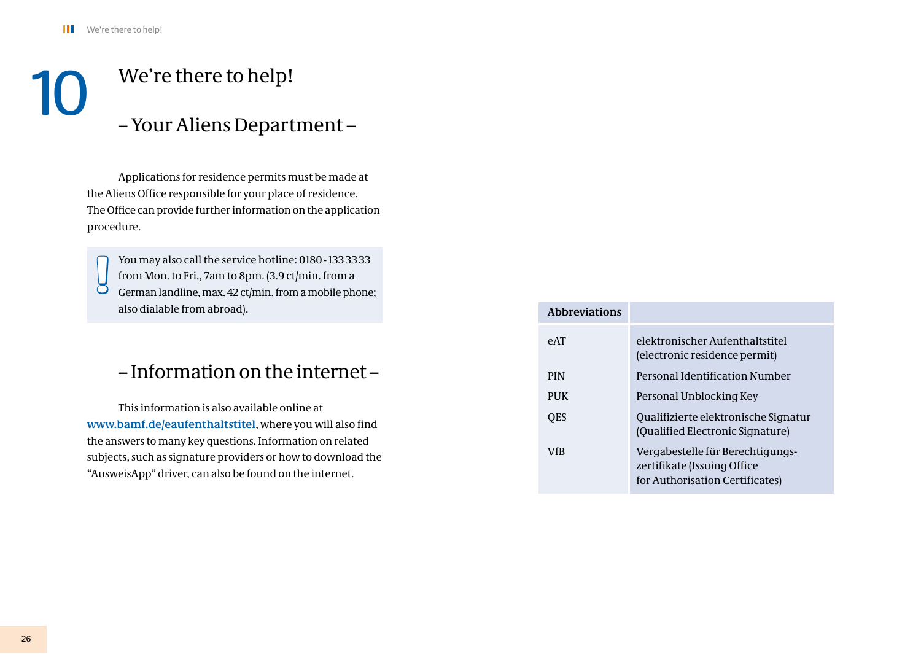# 10 We're there to help!

## – Your Aliens Department –

Applications for residence permits must be made at the Aliens Office responsible for your place of residence. The Office can provide further information on the application procedure.

> You may also call the service hotline: 0180 - 133 33 33 from Mon. to Fri., 7am to 8pm. (3.9 ct/min. from a German landline, max. 42 ct/min. from a mobile phone; also dialable from abroad).

## – Information on the internet –

This information is also available online at **www.bamf.de/eaufenthaltstitel**, where you will also find the answers to many key questions. Information on related subjects, such as signature providers or how to download the "AusweisApp" driver, can also be found on the internet.

| **Abbreviations** | |
|---|---|
| eAT | elektronischer Aufenthaltstitel (electronic residence permit) |
| PIN | Personal Identification Number |
| PUK | Personal Unblocking Key |
| QES | Qualifizierte elektronische Signatur (Qualified Electronic Signature) |
| VfB | Vergabestelle für Berechtigungs-zertifikate (Issuing Office for Authorisation Certificates) |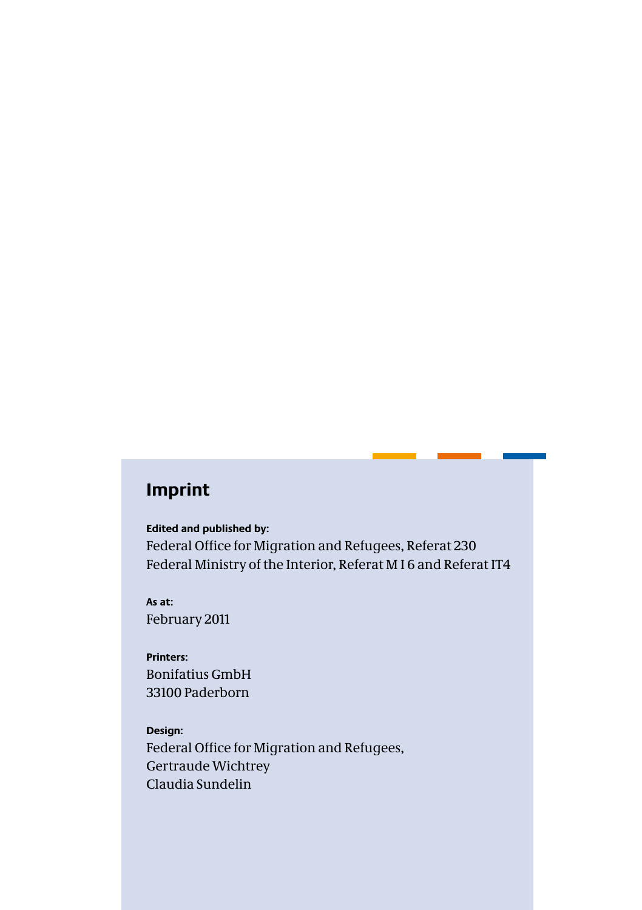## Imprint

**Edited and published by:**
Federal Office for Migration and Refugees, Referat 230
Federal Ministry of the Interior, Referat M I 6 and Referat IT4

**As at:**
February 2011

**Printers:**
Bonifatius GmbH
33100 Paderborn

**Design:**
Federal Office for Migration and Refugees,
Gertraude Wichtrey
Claudia Sundelin